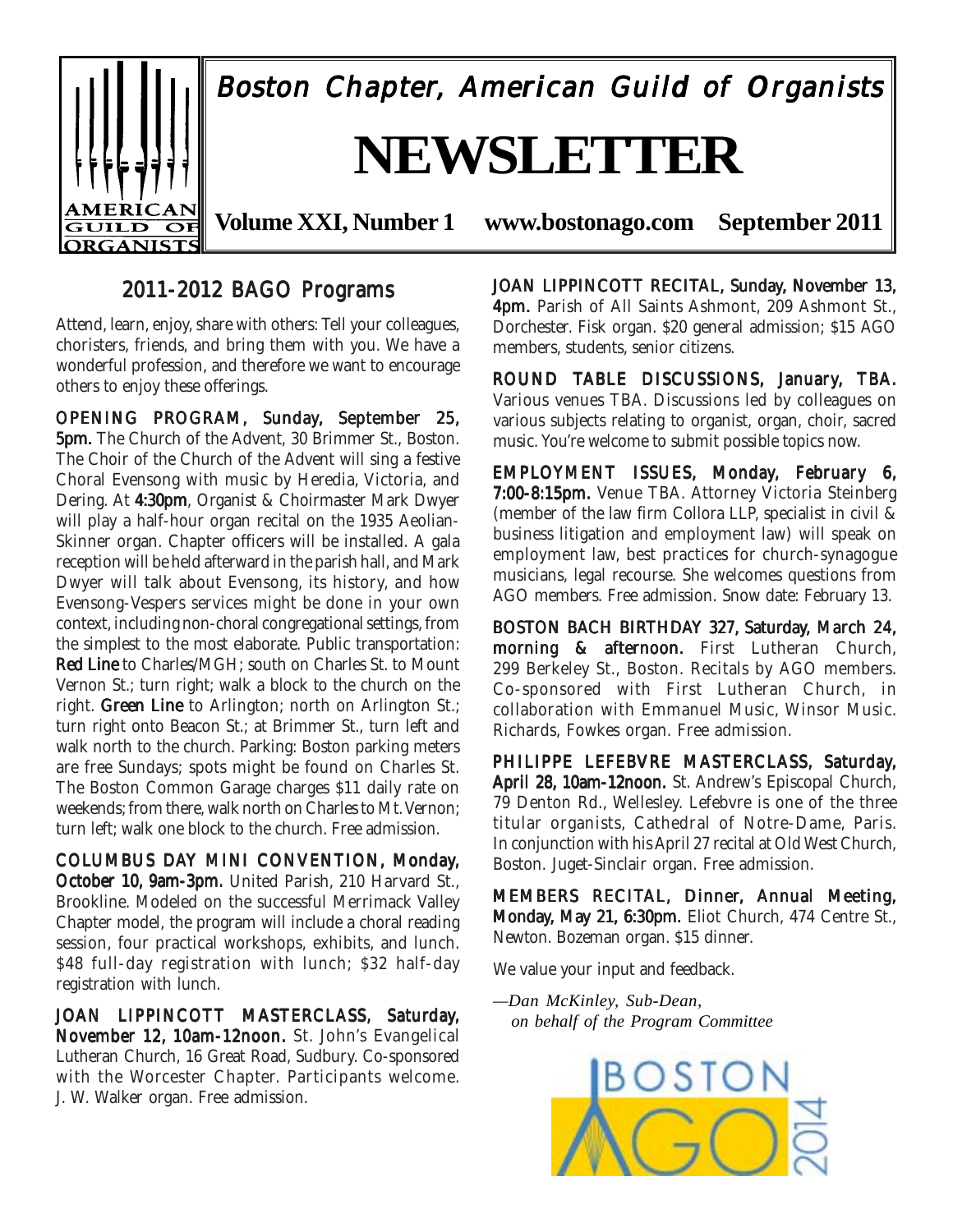# Boston Chapter, American Guild of Organists

# NEWSLETTER

**Volume XXI, Number 1 www.bostonago.com September 2011**

## 2011-2012 BAGO Programs

Attend, learn, enjoy, share with others: Tell your colleagues, choristers, friends, and bring them with you. We have a wonderful profession, and therefore we want to encourage others to enjoy these offerings.

**OPENING PROGRAM, Sunday, September 25, 5pm.** The Church of the Advent, 30 Brimmer St., Boston. The Choir of the Church of the Advent will sing a festive Choral Evensong with music by Heredia, Victoria, and Dering. At **4:30pm**, Organist & Choirmaster Mark Dwyer will play a half-hour organ recital on the 1935 Aeolian-Skinner organ. Chapter officers will be installed. A gala reception will be held afterward in the parish hall, and Mark Dwyer will talk about Evensong, its history, and how Evensong-Vespers services might be done in your own context, including non-choral congregational settings, from the simplest to the most elaborate. Public transportation: **Red Line** to Charles/MGH; south on Charles St. to Mount Vernon St.; turn right; walk a block to the church on the right. **Green Line** to Arlington; north on Arlington St.; turn right onto Beacon St.; at Brimmer St., turn left and walk north to the church. Parking: Boston parking meters are free Sundays; spots might be found on Charles St. The Boston Common Garage charges $11 daily rate on weekends; from there, walk north on Charles to Mt. Vernon; turn left; walk one block to the church. Free admission.

**COLUMBUS DAY MINI CONVENTION, Monday, October 10, 9am-3pm.** United Parish, 210 Harvard St., Brookline. Modeled on the successful Merrimack Valley Chapter model, the program will include a choral reading session, four practical workshops, exhibits, and lunch. $48 full-day registration with lunch; $32 half-day registration with lunch.

**JOAN LIPPINCOTT MASTERCLASS, Saturday, November 12, 10am-12noon.** St. John's Evangelical Lutheran Church, 16 Great Road, Sudbury. Co-sponsored with the Worcester Chapter. Participants welcome. J. W. Walker organ. Free admission.

**JOAN LIPPINCOTT RECITAL, Sunday, November 13, 4pm.** Parish of All Saints Ashmont, 209 Ashmont St., Dorchester. Fisk organ. $20 general admission; $15 AGO members, students, senior citizens.

**ROUND TABLE DISCUSSIONS, January, TBA.** Various venues TBA. Discussions led by colleagues on various subjects relating to organist, organ, choir, sacred music. You're welcome to submit possible topics now.

**EMPLOYMENT ISSUES, Monday, February 6, 7:00-8:15pm.** Venue TBA. Attorney Victoria Steinberg (member of the law firm Collora LLP, specialist in civil & business litigation and employment law) will speak on employment law, best practices for church-synagogue musicians, legal recourse. She welcomes questions from AGO members. Free admission. Snow date: February 13.

**BOSTON BACH BIRTHDAY 327, Saturday, March 24, morning & afternoon.** First Lutheran Church, 299 Berkeley St., Boston. Recitals by AGO members. Co-sponsored with First Lutheran Church, in collaboration with Emmanuel Music, Winsor Music. Richards, Fowkes organ. Free admission.

**PHILIPPE LEFEBVRE MASTERCLASS, Saturday, April 28, 10am-12noon.** St. Andrew's Episcopal Church, 79 Denton Rd., Wellesley. Lefebvre is one of the three titular organists, Cathedral of Notre-Dame, Paris. In conjunction with his April 27 recital at Old West Church, Boston. Juget-Sinclair organ. Free admission.

**MEMBERS RECITAL, Dinner, Annual Meeting, Monday, May 21, 6:30pm.** Eliot Church, 474 Centre St., Newton. Bozeman organ. $15 dinner.

We value your input and feedback.

*—Dan McKinley, Sub-Dean,*
*on behalf of the Program Committee*

BOSTON AGO 2014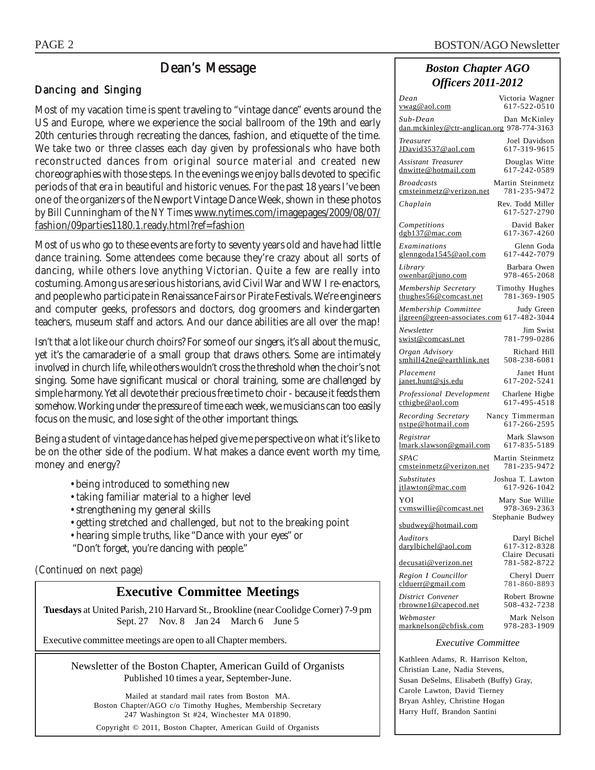# Dean's Message

## Dancing and Singing

Most of my vacation time is spent traveling to "vintage dance" events around the US and Europe, where we experience the social ballroom of the 19th and early 20th centuries through recreating the dances, fashion, and etiquette of the time. We take two or three classes each day given by professionals who have both reconstructed dances from original source material and created new choreographies with those steps. In the evenings we enjoy balls devoted to specific periods of that era in beautiful and historic venues. For the past 18 years I've been one of the organizers of the Newport Vintage Dance Week, shown in these photos by Bill Cunningham of the NY Times www.nytimes.com/imagepages/2009/08/07/fashion/09parties1180.1.ready.html?ref=fashion

Most of us who go to these events are forty to seventy years old and have had little dance training. Some attendees come because they're crazy about all sorts of dancing, while others love anything Victorian. Quite a few are really into costuming. Among us are serious historians, avid Civil War and WW I re-enactors, and people who participate in Renaissance Fairs or Pirate Festivals. We're engineers and computer geeks, professors and doctors, dog groomers and kindergarten teachers, museum staff and actors. And our dance abilities are all over the map!

Isn't that a lot like our church choirs? For some of our singers, it's all about the music, yet it's the camaraderie of a small group that draws others. Some are intimately involved in church life, while others wouldn't cross the threshold when the choir's not singing. Some have significant musical or choral training, some are challenged by simple harmony. Yet all devote their precious free time to choir - because it feeds them somehow. Working under the pressure of time each week, we musicians can too easily focus on the music, and lose sight of the other important things.

Being a student of vintage dance has helped give me perspective on what it's like to be on the other side of the podium. What makes a dance event worth my time, money and energy?

- being introduced to something new
- taking familiar material to a higher level
- strengthening my general skills
- getting stretched and challenged, but not to the breaking point
- hearing simple truths, like "Dance with your eyes" or "Don't forget, you're dancing with people."

*(Continued on next page)*

## Executive Committee Meetings

**Tuesdays** at United Parish, 210 Harvard St., Brookline (near Coolidge Corner) 7-9 pm
Sept. 27 Nov. 8 Jan 24 March 6 June 5

Executive committee meetings are open to all Chapter members.

Newsletter of the Boston Chapter, American Guild of Organists
Published 10 times a year, September-June.

Mailed at standard mail rates from Boston MA.
Boston Chapter/AGO c/o Timothy Hughes, Membership Secretary
247 Washington St #24, Winchester MA 01890.

Copyright © 2011, Boston Chapter, American Guild of Organists

## *Boston Chapter AGO Officers 2011-2012*

| Position | Name | Email | Phone |
|---|---|---|---|
| *Dean* | Victoria Wagner | vwag@aol.com | 617-522-0510 |
| *Sub-Dean* | Dan McKinley | dan.mckinley@ctr-anglican.org | 978-774-3163 |
| *Treasurer* | Joel Davidson | JDavid3537@aol.com | 617-319-9615 |
| *Assistant Treasurer* | Douglas Witte | dnwitte@hotmail.com | 617-242-0589 |
| *Broadcasts* | Martin Steinmetz | cmsteinmetz@verizon.net | 781-235-9472 |
| *Chaplain* | Rev. Todd Miller | | 617-527-2790 |
| *Competitions* | David Baker | dgb137@mac.com | 617-367-4260 |
| *Examinations* | Glenn Goda | glenngoda1545@aol.com | 617-442-7079 |
| *Library* | Barbara Owen | owenbar@juno.com | 978-465-2068 |
| *Membership Secretary* | Timothy Hughes | thughes56@comcast.net | 781-369-1905 |
| *Membership Committee* | Judy Green | jlgreen@green-associates.com | 617-482-3044 |
| *Newsletter* | Jim Swist | swist@comcast.net | 781-799-0286 |
| *Organ Advisory* | Richard Hill | smhill42ne@earthlink.net | 508-238-6081 |
| *Placement* | Janet Hunt | janet.hunt@sjs.edu | 617-202-5241 |
| *Professional Development* | Charlene Higbe | cthigbe@aol.com | 617-495-4518 |
| *Recording Secretary* | Nancy Timmerman | nstpe@hotmail.com | 617-266-2595 |
| *Registrar* | Mark Slawson | lmark.slawson@gmail.com | 617-835-5189 |
| *SPAC* | Martin Steinmetz | cmsteinmetz@verizon.net | 781-235-9472 |
| *Substitutes* | Joshua T. Lawton | jtlawton@mac.com | 617-926-1042 |
| YOI | Mary Sue Willie | cvmswillie@comcast.net | 978-369-2363 |
| | Stephanie Budwey | sbudwey@hotmail.com | |
| *Auditors* | Daryl Bichel | darylbichel@aol.com | 617-312-8328 |
| | Claire Decusati | decusati@verizon.net | 781-582-8722 |
| *Region I Councillor* | Cheryl Duerr | clduerr@gmail.com | 781-860-8893 |
| *District Convener* | Robert Browne | rbrowne1@capecod.net | 508-432-7238 |
| *Webmaster* | Mark Nelson | marknelson@cbfisk.com | 978-283-1909 |

### *Executive Committee*

Kathleen Adams, R. Harrison Kelton, Christian Lane, Nadia Stevens, Susan DeSelms, Elisabeth (Buffy) Gray, Carole Lawton, David Tierney, Bryan Ashley, Christine Hogan, Harry Huff, Brandon Santini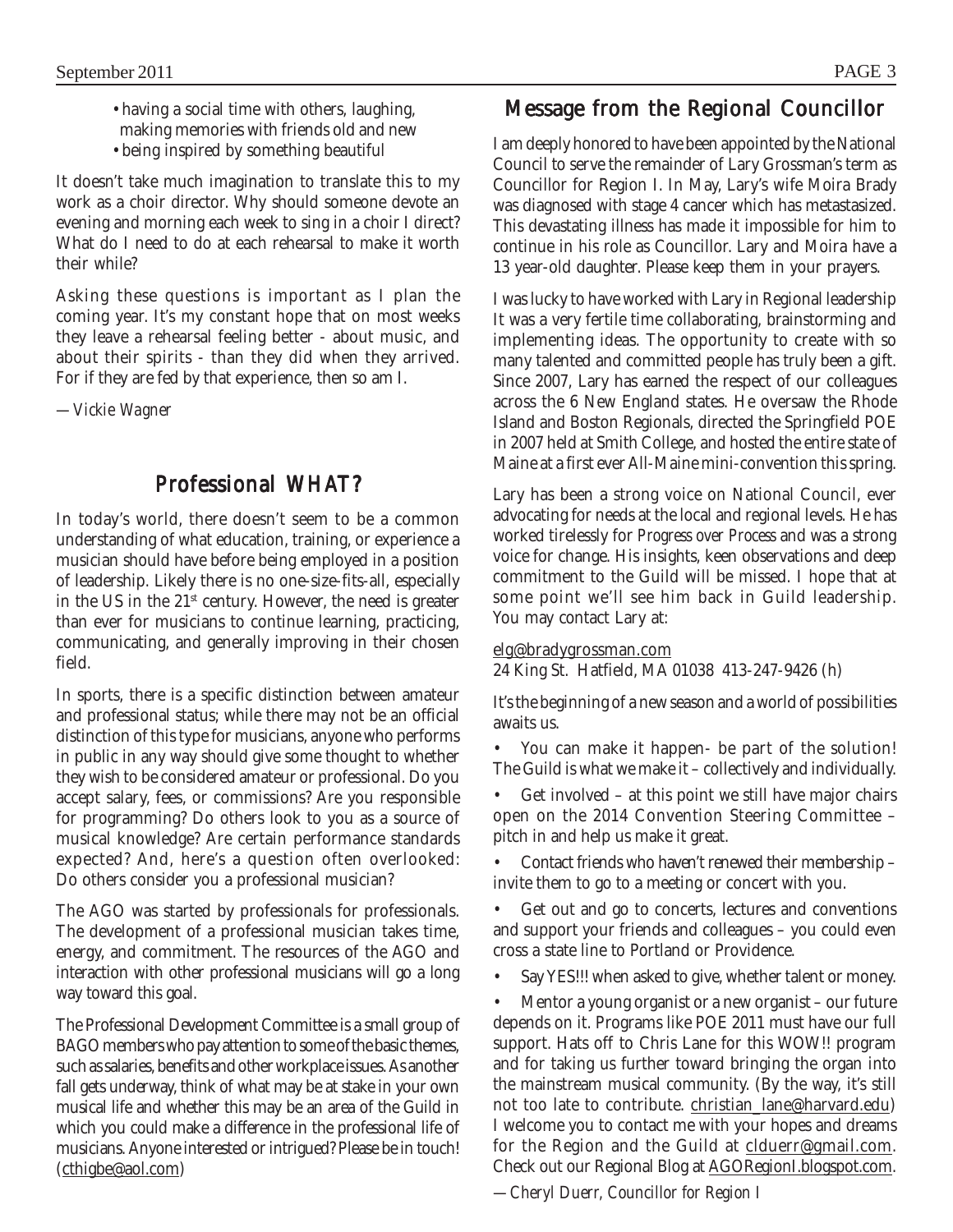- having a social time with others, laughing, making memories with friends old and new
- being inspired by something beautiful

It doesn't take much imagination to translate this to my work as a choir director. Why should someone devote an evening and morning each week to sing in a choir I direct? What do I need to do at each rehearsal to make it worth their while?

Asking these questions is important as I plan the coming year. It's my constant hope that on most weeks they leave a rehearsal feeling better - about music, and about their spirits - than they did when they arrived. For if they are fed by that experience, then so am I.

*—Vickie Wagner*

## Professional WHAT?

In today's world, there doesn't seem to be a common understanding of what education, training, or experience a musician should have before being employed in a position of leadership. Likely there is no one-size-fits-all, especially in the US in the 21st century. However, the need is greater than ever for musicians to continue learning, practicing, communicating, and generally improving in their chosen field.

In sports, there is a specific distinction between amateur and professional status; while there may not be an official distinction of this type for musicians, anyone who performs in public in any way should give some thought to whether they wish to be considered amateur or professional. Do you accept salary, fees, or commissions? Are you responsible for programming? Do others look to you as a source of musical knowledge? Are certain performance standards expected? And, here's a question often overlooked: Do others consider you a professional musician?

The AGO was started by professionals for professionals. The development of a professional musician takes time, energy, and commitment. The resources of the AGO and interaction with other professional musicians will go a long way toward this goal.

The Professional Development Committee is a small group of BAGO members who pay attention to some of the basic themes, such as salaries, benefits and other workplace issues. As another fall gets underway, think of what may be at stake in your own musical life and whether this may be an area of the Guild in which you could make a difference in the professional life of musicians. Anyone interested or intrigued? Please be in touch! (cthigbe@aol.com)

## Message from the Regional Councillor

I am deeply honored to have been appointed by the National Council to serve the remainder of Lary Grossman's term as Councillor for Region I. In May, Lary's wife Moira Brady was diagnosed with stage 4 cancer which has metastasized. This devastating illness has made it impossible for him to continue in his role as Councillor. Lary and Moira have a 13 year-old daughter. Please keep them in your prayers.

I was lucky to have worked with Lary in Regional leadership It was a very fertile time collaborating, brainstorming and implementing ideas. The opportunity to create with so many talented and committed people has truly been a gift. Since 2007, Lary has earned the respect of our colleagues across the 6 New England states. He oversaw the Rhode Island and Boston Regionals, directed the Springfield POE in 2007 held at Smith College, and hosted the entire state of Maine at a first ever All-Maine mini-convention this spring.

Lary has been a strong voice on National Council, ever advocating for needs at the local and regional levels. He has worked tirelessly for *Progress over Process* and was a strong voice for change. His insights, keen observations and deep commitment to the Guild will be missed. I hope that at some point we'll see him back in Guild leadership. You may contact Lary at:

elg@bradygrossman.com
24 King St. Hatfield, MA 01038 413-247-9426 (h)

It's the beginning of a new season and a world of possibilities awaits us.

- You can make it happen- be part of the solution! The Guild is what we make it – collectively and individually.
- Get involved – at this point we still have major chairs open on the 2014 Convention Steering Committee – pitch in and help us make it great.
- Contact friends who haven't renewed their membership – invite them to go to a meeting or concert with you.
- Get out and go to concerts, lectures and conventions and support your friends and colleagues – you could even cross a state line to Portland or Providence.
- Say YES!!! when asked to give, whether talent or money.
- Mentor a young organist or a new organist – our future depends on it. Programs like POE 2011 must have our full support. Hats off to Chris Lane for this WOW!! program and for taking us further toward bringing the organ into the mainstream musical community. (By the way, it's still not too late to contribute. christian_lane@harvard.edu)

I welcome you to contact me with your hopes and dreams for the Region and the Guild at clduerr@gmail.com. Check out our Regional Blog at AGORegionI.blogspot.com.

*—Cheryl Duerr, Councillor for Region I*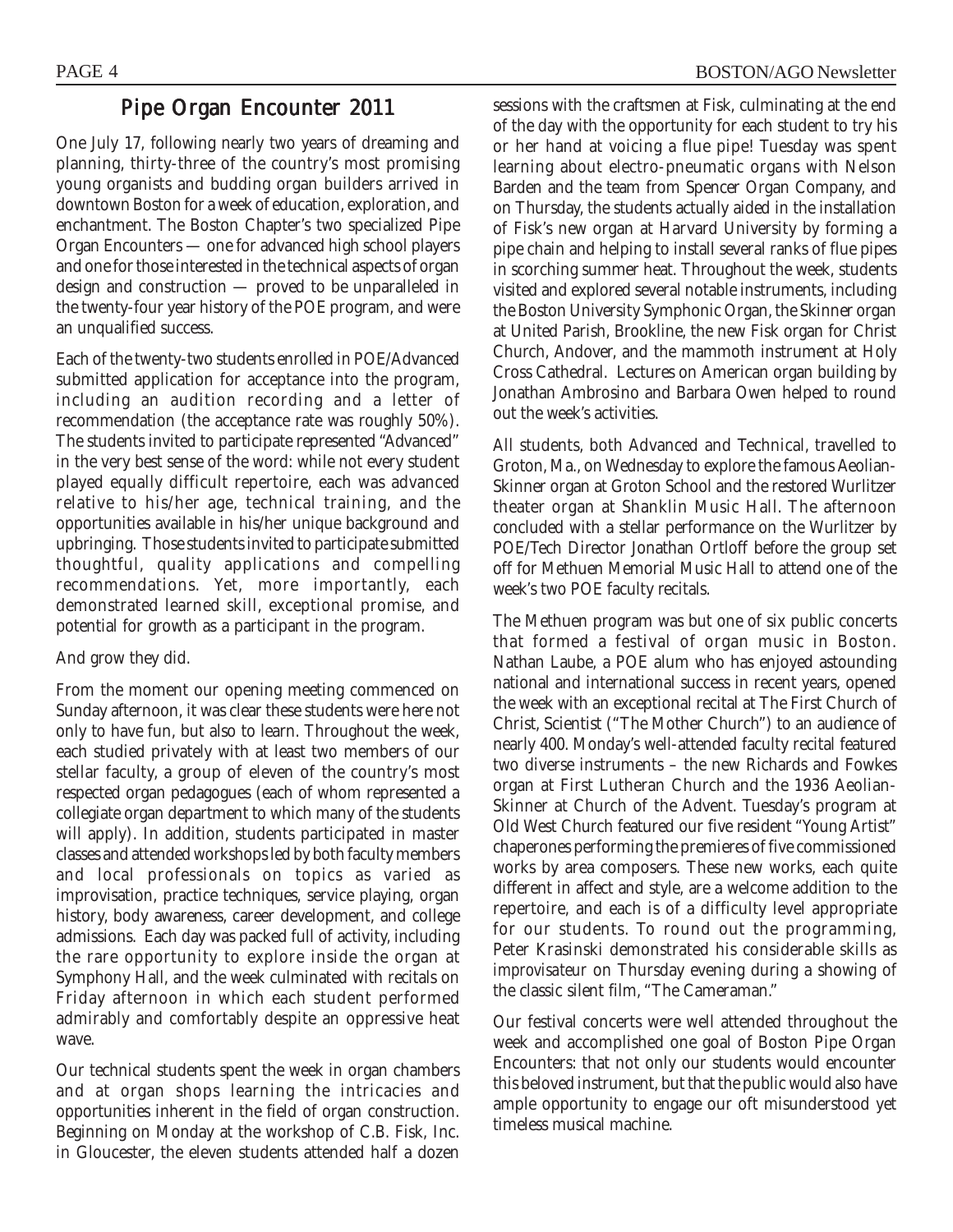## Pipe Organ Encounter 2011

One July 17, following nearly two years of dreaming and planning, thirty-three of the country's most promising young organists and budding organ builders arrived in downtown Boston for a week of education, exploration, and enchantment. The Boston Chapter's two specialized Pipe Organ Encounters — one for advanced high school players and one for those interested in the technical aspects of organ design and construction — proved to be unparalleled in the twenty-four year history of the POE program, and were an unqualified success.

Each of the twenty-two students enrolled in POE/Advanced submitted application for acceptance into the program, including an audition recording and a letter of recommendation (the acceptance rate was roughly 50%). The students invited to participate represented "Advanced" in the very best sense of the word: while not every student played equally difficult repertoire, each was advanced relative to his/her age, technical training, and the opportunities available in his/her unique background and upbringing. Those students invited to participate submitted thoughtful, quality applications and compelling recommendations. Yet, more importantly, each demonstrated learned skill, exceptional promise, and potential for growth as a participant in the program.

And grow they did.

From the moment our opening meeting commenced on Sunday afternoon, it was clear these students were here not only to have fun, but also to learn. Throughout the week, each studied privately with at least two members of our stellar faculty, a group of eleven of the country's most respected organ pedagogues (each of whom represented a collegiate organ department to which many of the students will apply). In addition, students participated in master classes and attended workshops led by both faculty members and local professionals on topics as varied as improvisation, practice techniques, service playing, organ history, body awareness, career development, and college admissions. Each day was packed full of activity, including the rare opportunity to explore inside the organ at Symphony Hall, and the week culminated with recitals on Friday afternoon in which each student performed admirably and comfortably despite an oppressive heat wave.

Our technical students spent the week in organ chambers and at organ shops learning the intricacies and opportunities inherent in the field of organ construction. Beginning on Monday at the workshop of C.B. Fisk, Inc. in Gloucester, the eleven students attended half a dozen sessions with the craftsmen at Fisk, culminating at the end of the day with the opportunity for each student to try his or her hand at voicing a flue pipe! Tuesday was spent learning about electro-pneumatic organs with Nelson Barden and the team from Spencer Organ Company, and on Thursday, the students actually aided in the installation of Fisk's new organ at Harvard University by forming a pipe chain and helping to install several ranks of flue pipes in scorching summer heat. Throughout the week, students visited and explored several notable instruments, including the Boston University Symphonic Organ, the Skinner organ at United Parish, Brookline, the new Fisk organ for Christ Church, Andover, and the mammoth instrument at Holy Cross Cathedral. Lectures on American organ building by Jonathan Ambrosino and Barbara Owen helped to round out the week's activities.

All students, both Advanced and Technical, travelled to Groton, Ma., on Wednesday to explore the famous Aeolian-Skinner organ at Groton School and the restored Wurlitzer theater organ at Shanklin Music Hall. The afternoon concluded with a stellar performance on the Wurlitzer by POE/Tech Director Jonathan Ortloff before the group set off for Methuen Memorial Music Hall to attend one of the week's two POE faculty recitals.

The Methuen program was but one of six public concerts that formed a festival of organ music in Boston. Nathan Laube, a POE alum who has enjoyed astounding national and international success in recent years, opened the week with an exceptional recital at The First Church of Christ, Scientist ("The Mother Church") to an audience of nearly 400. Monday's well-attended faculty recital featured two diverse instruments – the new Richards and Fowkes organ at First Lutheran Church and the 1936 Aeolian-Skinner at Church of the Advent. Tuesday's program at Old West Church featured our five resident "Young Artist" chaperones performing the premieres of five commissioned works by area composers. These new works, each quite different in affect and style, are a welcome addition to the repertoire, and each is of a difficulty level appropriate for our students. To round out the programming, Peter Krasinski demonstrated his considerable skills as *improvisateur* on Thursday evening during a showing of the classic silent film, "The Cameraman."

Our festival concerts were well attended throughout the week and accomplished one goal of Boston Pipe Organ Encounters: that not only our students would encounter this beloved instrument, but that the public would also have ample opportunity to engage our oft misunderstood yet timeless musical machine.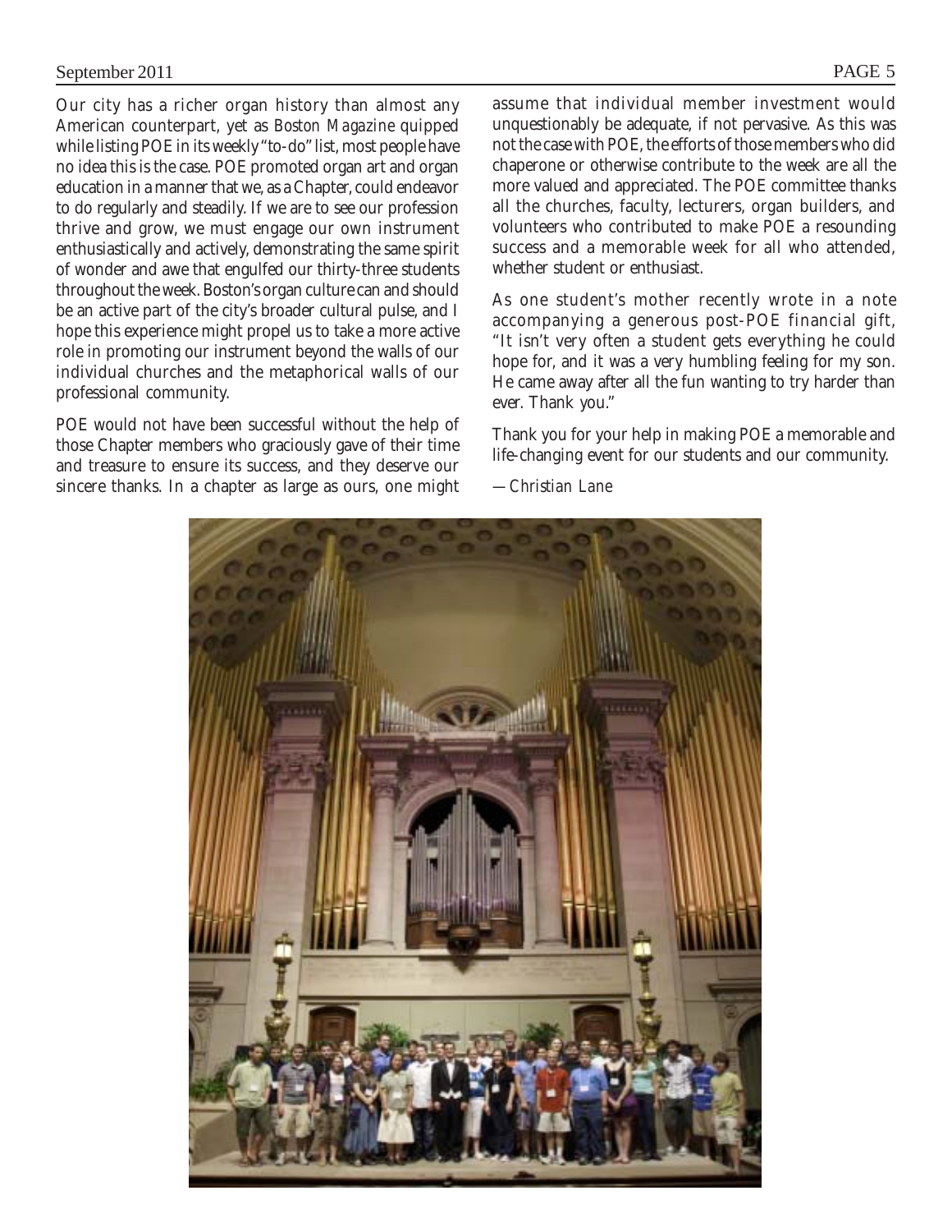Our city has a richer organ history than almost any American counterpart, yet as *Boston Magazine* quipped while listing POE in its weekly "to-do" list, most people have no idea this is the case. POE promoted organ art and organ education in a manner that we, as a Chapter, could endeavor to do regularly and steadily. If we are to see our profession thrive and grow, we must engage our own instrument enthusiastically and actively, demonstrating the same spirit of wonder and awe that engulfed our thirty-three students throughout the week. Boston's organ culture can and should be an active part of the city's broader cultural pulse, and I hope this experience might propel us to take a more active role in promoting our instrument beyond the walls of our individual churches and the metaphorical walls of our professional community.

POE would not have been successful without the help of those Chapter members who graciously gave of their time and treasure to ensure its success, and they deserve our sincere thanks. In a chapter as large as ours, one might assume that individual member investment would unquestionably be adequate, if not pervasive. As this was not the case with POE, the efforts of those members who did chaperone or otherwise contribute to the week are all the more valued and appreciated. The POE committee thanks all the churches, faculty, lecturers, organ builders, and volunteers who contributed to make POE a resounding success and a memorable week for all who attended, whether student or enthusiast.

As one student's mother recently wrote in a note accompanying a generous post-POE financial gift, "It isn't very often a student gets everything he could hope for, and it was a very humbling feeling for my son. He came away after all the fun wanting to try harder than ever. Thank you."

Thank you for your help in making POE a memorable and life-changing event for our students and our community.

—*Christian Lane*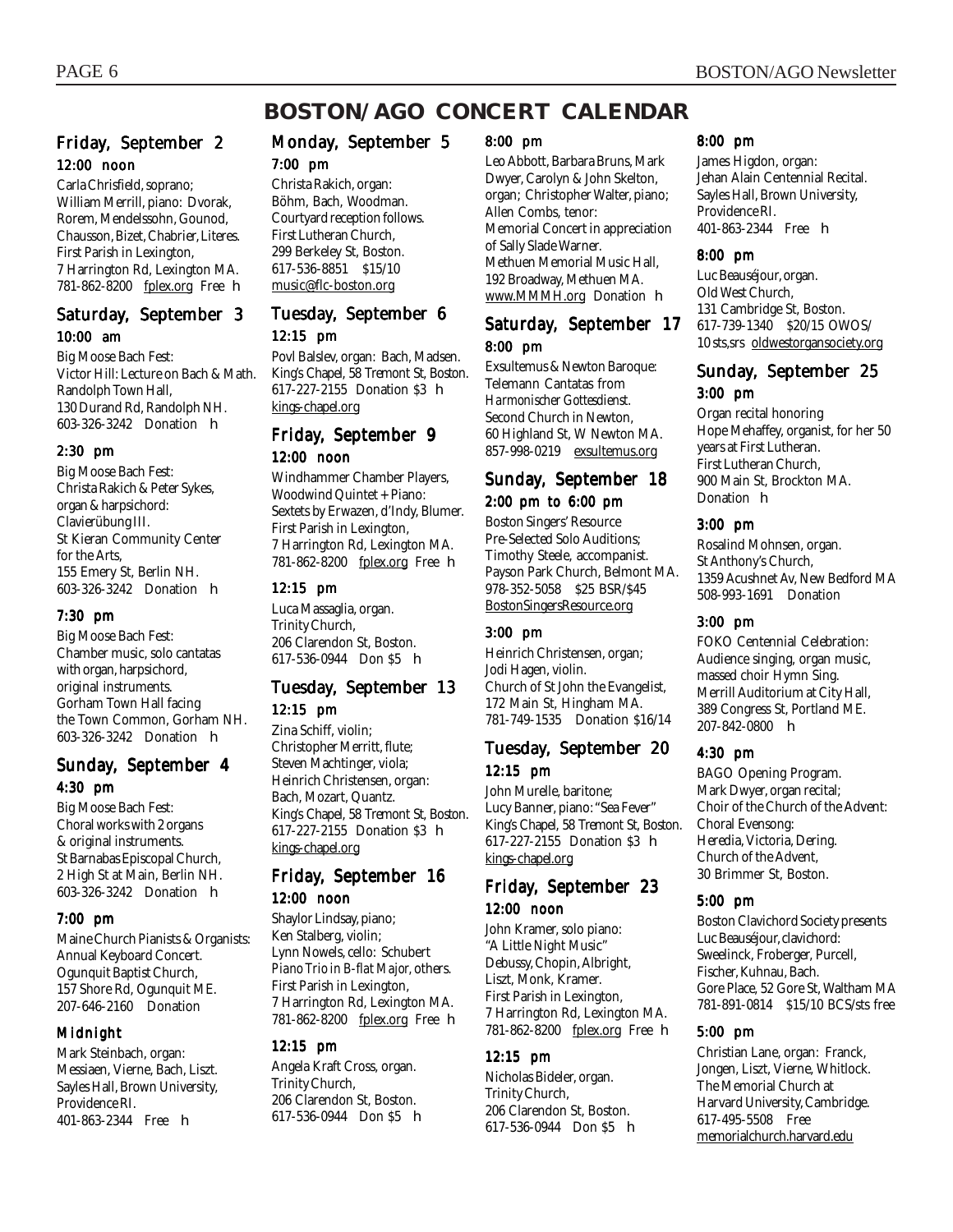# BOSTON/AGO CONCERT CALENDAR

## Friday, September 2

### 12:00 noon

Carla Chrisfield, soprano; William Merrill, piano: Dvorak, Rorem, Mendelssohn, Gounod, Chausson, Bizet, Chabrier, Literes. First Parish in Lexington, 7 Harrington Rd, Lexington MA. 781-862-8200 fplex.org Free h

## Saturday, September 3

### 10:00 am

Big Moose Bach Fest: Victor Hill: Lecture on Bach & Math. Randolph Town Hall, 130 Durand Rd, Randolph NH. 603-326-3242 Donation h

### 2:30 pm

Big Moose Bach Fest: Christa Rakich & Peter Sykes, organ & harpsichord: Clavierübung III. St Kieran Community Center for the Arts, 155 Emery St, Berlin NH. 603-326-3242 Donation h

### 7:30 pm

Big Moose Bach Fest: Chamber music, solo cantatas with organ, harpsichord, original instruments. Gorham Town Hall facing the Town Common, Gorham NH. 603-326-3242 Donation h

## Sunday, September 4

### 4:30 pm

Big Moose Bach Fest: Choral works with 2 organs & original instruments. St Barnabas Episcopal Church, 2 High St at Main, Berlin NH. 603-326-3242 Donation h

### 7:00 pm

Maine Church Pianists & Organists: Annual Keyboard Concert. Ogunquit Baptist Church, 157 Shore Rd, Ogunquit ME. 207-646-2160 Donation

### Midnight

Mark Steinbach, organ: Messiaen, Vierne, Bach, Liszt. Sayles Hall, Brown University, Providence RI. 401-863-2344 Free h

## Monday, September 5

### 7:00 pm

Christa Rakich, organ: Böhm, Bach, Woodman. Courtyard reception follows. First Lutheran Church, 299 Berkeley St, Boston. 617-536-8851 $15/10 music@flc-boston.org

## Tuesday, September 6

### 12:15 pm

Povl Balslev, organ: Bach, Madsen. King's Chapel, 58 Tremont St, Boston. 617-227-2155 Donation $3 h kings-chapel.org

## Friday, September 9

### 12:00 noon

Windhammer Chamber Players, Woodwind Quintet + Piano: Sextets by Erwazen, d'Indy, Blumer. First Parish in Lexington, 7 Harrington Rd, Lexington MA. 781-862-8200 fplex.org Free h

### 12:15 pm

Luca Massaglia, organ. Trinity Church, 206 Clarendon St, Boston. 617-536-0944 Don $5 h

## Tuesday, September 13

### 12:15 pm

Zina Schiff, violin; Christopher Merritt, flute; Steven Machtinger, viola; Heinrich Christensen, organ: Bach, Mozart, Quantz. King's Chapel, 58 Tremont St, Boston. 617-227-2155 Donation $3 h kings-chapel.org

## Friday, September 16

### 12:00 noon

Shaylor Lindsay, piano; Ken Stalberg, violin; Lynn Nowels, cello: Schubert *Piano Trio in B-flat Major*, others. First Parish in Lexington, 7 Harrington Rd, Lexington MA. 781-862-8200 fplex.org Free h

### 12:15 pm

Angela Kraft Cross, organ. Trinity Church, 206 Clarendon St, Boston. 617-536-0944 Don $5 h

### 8:00 pm

Leo Abbott, Barbara Bruns, Mark Dwyer, Carolyn & John Skelton, organ; Christopher Walter, piano; Allen Combs, tenor: Memorial Concert in appreciation of Sally Slade Warner. Methuen Memorial Music Hall, 192 Broadway, Methuen MA. www.MMMH.org Donation h

## Saturday, September 17

### 8:00 pm

Exsultemus & Newton Baroque: Telemann Cantatas from *Harmonischer Gottesdienst*. Second Church in Newton, 60 Highland St, W Newton MA. 857-998-0219 exsultemus.org

## Sunday, September 18

### 2:00 pm to 6:00 pm

Boston Singers' Resource Pre-Selected Solo Auditions; Timothy Steele, accompanist. Payson Park Church, Belmont MA. 978-352-5058 $25 BSR/$45 BostonSingersResource.org

### 3:00 pm

Heinrich Christensen, organ; Jodi Hagen, violin. Church of St John the Evangelist, 172 Main St, Hingham MA. 781-749-1535 Donation $16/14

## Tuesday, September 20

### 12:15 pm

John Murelle, baritone; Lucy Banner, piano: "Sea Fever" King's Chapel, 58 Tremont St, Boston. 617-227-2155 Donation $3 h kings-chapel.org

## Friday, September 23

### 12:00 noon

John Kramer, solo piano: "A Little Night Music" Debussy, Chopin, Albright, Liszt, Monk, Kramer. First Parish in Lexington, 7 Harrington Rd, Lexington MA. 781-862-8200 fplex.org Free h

### 12:15 pm

Nicholas Bideler, organ. Trinity Church, 206 Clarendon St, Boston. 617-536-0944 Don $5 h

### 8:00 pm

James Higdon, organ: Jehan Alain Centennial Recital. Sayles Hall, Brown University, Providence RI. 401-863-2344 Free h

### 8:00 pm

Luc Beauséjour, organ. Old West Church, 131 Cambridge St, Boston. 617-739-1340 $20/15 OWOS/10 sts,srs oldwestorgansociety.org

## Sunday, September 25

### 3:00 pm

Organ recital honoring Hope Mehaffey, organist, for her 50 years at First Lutheran. First Lutheran Church, 900 Main St, Brockton MA. Donation h

### 3:00 pm

Rosalind Mohnsen, organ. St Anthony's Church, 1359 Acushnet Av, New Bedford MA 508-993-1691 Donation

### 3:00 pm

FOKO Centennial Celebration: Audience singing, organ music, massed choir Hymn Sing. Merrill Auditorium at City Hall, 389 Congress St, Portland ME. 207-842-0800 h

### 4:30 pm

BAGO Opening Program. Mark Dwyer, organ recital; Choir of the Church of the Advent: Choral Evensong: Heredia, Victoria, Dering. Church of the Advent, 30 Brimmer St, Boston.

### 5:00 pm

Boston Clavichord Society presents Luc Beauséjour, clavichord: Sweelinck, Froberger, Purcell, Fischer, Kuhnau, Bach. Gore Place, 52 Gore St, Waltham MA 781-891-0814 $15/10 BCS/sts free

### 5:00 pm

Christian Lane, organ: Franck, Jongen, Liszt, Vierne, Whitlock. The Memorial Church at Harvard University, Cambridge. 617-495-5508 Free memorialchurch.harvard.edu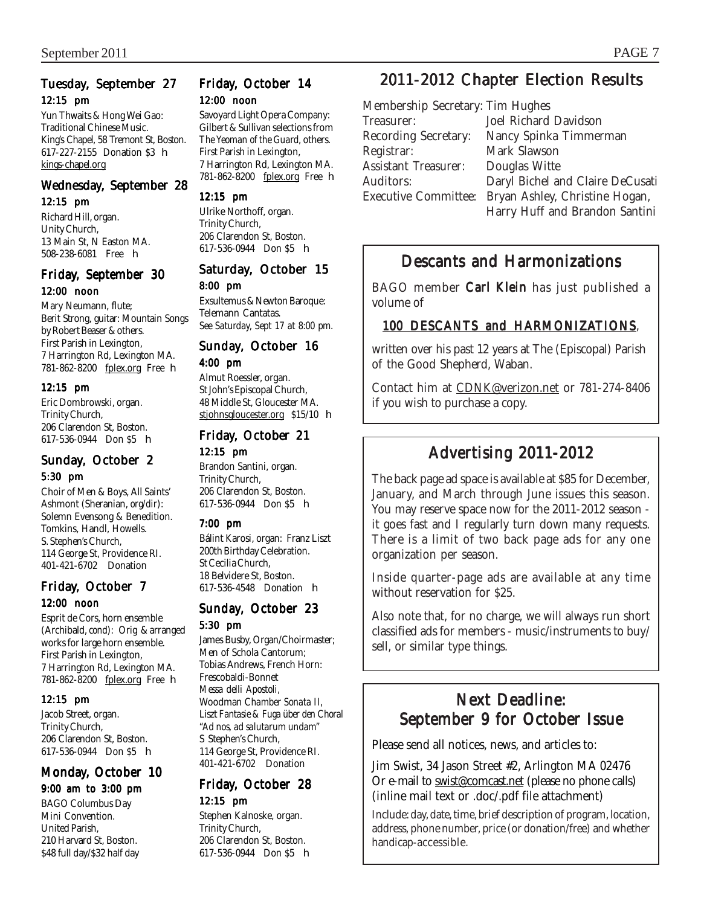### Tuesday, September 27

**12:15 pm**

Yun Thwaits & Hong Wei Gao: Traditional Chinese Music. King's Chapel, 58 Tremont St, Boston. 617-227-2155 Donation $3 h kings-chapel.org

### Wednesday, September 28

**12:15 pm**

Richard Hill, organ. Unity Church, 13 Main St, N Easton MA. 508-238-6081 Free h

### Friday, September 30

**12:00 noon**

Mary Neumann, flute; Berit Strong, guitar: Mountain Songs by Robert Beaser & others. First Parish in Lexington, 7 Harrington Rd, Lexington MA. 781-862-8200 fplex.org Free h

**12:15 pm**

Eric Dombrowski, organ. Trinity Church, 206 Clarendon St, Boston. 617-536-0944 Don $5 h

### Sunday, October 2

**5:30 pm**

Choir of Men & Boys, All Saints' Ashmont (Sheranian, org/dir): Solemn Evensong & Benedition. Tomkins, Handl, Howells. S. Stephen's Church, 114 George St, Providence RI. 401-421-6702 Donation

### Friday, October 7

**12:00 noon**

Esprit de Cors, horn ensemble (Archibald, cond): Orig & arranged works for large horn ensemble. First Parish in Lexington, 7 Harrington Rd, Lexington MA. 781-862-8200 fplex.org Free h

**12:15 pm**

Jacob Street, organ. Trinity Church, 206 Clarendon St, Boston. 617-536-0944 Don $5 h

### Monday, October 10

**9:00 am to 3:00 pm**

BAGO Columbus Day Mini Convention. United Parish, 210 Harvard St, Boston. $48 full day/$32 half day

### Friday, October 14

**12:00 noon**

Savoyard Light Opera Company: Gilbert & Sullivan selections from *The Yeoman of the Guard*, others. First Parish in Lexington, 7 Harrington Rd, Lexington MA. 781-862-8200 fplex.org Free h

**12:15 pm**

Ulrike Northoff, organ. Trinity Church, 206 Clarendon St, Boston. 617-536-0944 Don $5 h

### Saturday, October 15

**8:00 pm**

Exsultemus & Newton Baroque: Telemann Cantatas. *See Saturday, Sept 17 at 8:00 pm.*

### Sunday, October 16

**4:00 pm**

Almut Roessler, organ. St John's Episcopal Church, 48 Middle St, Gloucester MA. stjohnsgloucester.org $15/10 h

### Friday, October 21

**12:15 pm**

Brandon Santini, organ. Trinity Church, 206 Clarendon St, Boston. 617-536-0944 Don $5 h

**7:00 pm**

Bálint Karosi, organ: Franz Liszt 200th Birthday Celebration. St Cecilia Church, 18 Belvidere St, Boston. 617-536-4548 Donation h

### Sunday, October 23

**5:30 pm**

James Busby, Organ/Choirmaster; Men of Schola Cantorum; Tobias Andrews, French Horn: Frescobaldi-Bonnet *Messa delli Apostoli*, Woodman *Chamber Sonata II*, Liszt *Fantasie & Fuga über den Choral "Ad nos, ad salutarum undam"* S Stephen's Church, 114 George St, Providence RI. 401-421-6702 Donation

### Friday, October 28

**12:15 pm**

Stephen Kalnoske, organ. Trinity Church, 206 Clarendon St, Boston. 617-536-0944 Don $5 h

## 2011-2012 Chapter Election Results

| | |
|---|---|
| Membership Secretary: | Tim Hughes |
| Treasurer: | Joel Richard Davidson |
| Recording Secretary: | Nancy Spinka Timmerman |
| Registrar: | Mark Slawson |
| Assistant Treasurer: | Douglas Witte |
| Auditors: | Daryl Bichel and Claire DeCusati |
| Executive Committee: | Bryan Ashley, Christine Hogan, Harry Huff and Brandon Santini |

## Descants and Harmonizations

BAGO member **Carl Klein** has just published a volume of

**100 DESCANTS and HARMONIZATIONS**,

written over his past 12 years at The (Episcopal) Parish of the Good Shepherd, Waban.

Contact him at CDNK@verizon.net or 781-274-8406 if you wish to purchase a copy.

## Advertising 2011-2012

The back page ad space is available at $85 for December, January, and March through June issues this season. You may reserve space now for the 2011-2012 season - it goes fast and I regularly turn down many requests. There is a limit of two back page ads for any one organization per season.

Inside quarter-page ads are available at any time without reservation for $25.

Also note that, for no charge, we will always run short classified ads for members - music/instruments to buy/sell, or similar type things.

## Next Deadline: September 9 for October Issue

Please send all notices, news, and articles to:

Jim Swist, 34 Jason Street #2, Arlington MA 02476
Or e-mail to swist@comcast.net (please no phone calls)
(inline mail text or .doc/.pdf file attachment)

Include: day, date, time, brief description of program, location, address, phone number, price (or donation/free) and whether handicap-accessible.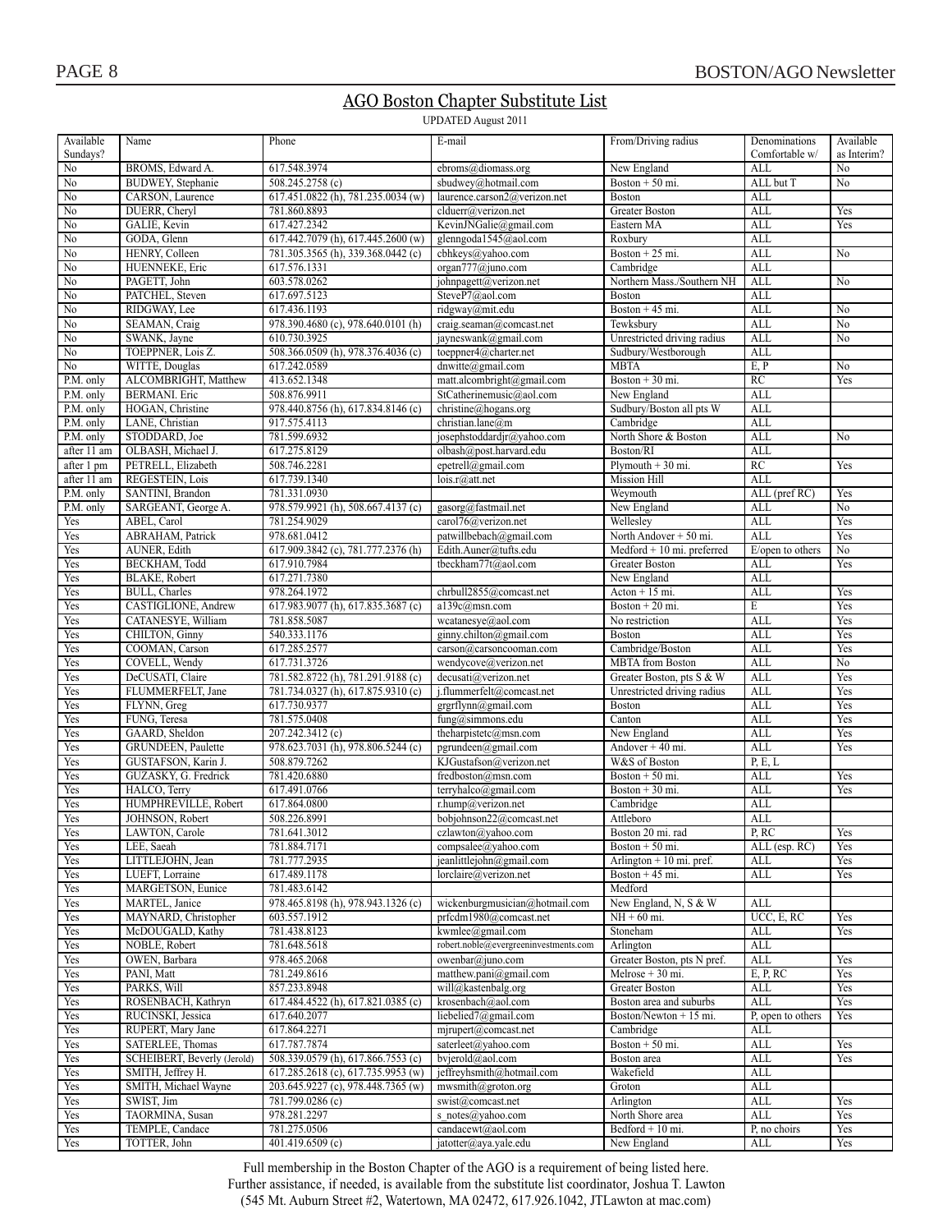## AGO Boston Chapter Substitute List

UPDATED August 2011

| Available Sundays? | Name | Phone | E-mail | From/Driving radius | Denominations Comfortable w/ | Available as Interim? |
|---|---|---|---|---|---|---|
| No | BROMS, Edward A. | 617.548.3974 | ebroms@diomass.org | New England | ALL | No |
| No | BUDWEY, Stephanie | 508.245.2758 (c) | sbudwey@hotmail.com | Boston + 50 mi. | ALL but T | No |
| No | CARSON, Laurence | 617.451.0822 (h), 781.235.0034 (w) | laurence.carson2@verizon.net | Boston | ALL | |
| No | DUERR, Cheryl | 781.860.8893 | clduerr@verizon.net | Greater Boston | ALL | Yes |
| No | GALIE, Kevin | 617.427.2342 | KevinJNGalie@gmail.com | Eastern MA | ALL | Yes |
| No | GODA, Glenn | 617.442.7079 (h), 617.445.2600 (w) | glenngoda1545@aol.com | Roxbury | ALL | |
| No | HENRY, Colleen | 781.305.3565 (h), 339.368.0442 (c) | cbhkeys@yahoo.com | Boston + 25 mi. | ALL | No |
| No | HUENNEKE, Eric | 617.576.1331 | organ777@juno.com | Cambridge | ALL | |
| No | PAGETT, John | 603.578.0262 | johnpagett@verizon.net | Northern Mass./Southern NH | ALL | No |
| No | PATCHEL, Steven | 617.697.5123 | SteveP7@aol.com | Boston | ALL | |
| No | RIDGWAY, Lee | 617.436.1193 | ridgway@mit.edu | Boston + 45 mi. | ALL | No |
| No | SEAMAN, Craig | 978.390.4680 (c), 978.640.0101 (h) | craig.seaman@comcast.net | Tewksbury | ALL | No |
| No | SWANK, Jayne | 610.730.3925 | jayneswank@gmail.com | Unrestricted driving radius | ALL | No |
| No | TOEPPNER, Lois Z. | 508.366.0509 (h), 978.376.4036 (c) | toeppner4@charter.net | Sudbury/Westborough | ALL | |
| No | WITTE, Douglas | 617.242.0589 | dnwitte@gmail.com | MBTA | E, P | No |
| P.M. only | ALCOMBRIGHT, Matthew | 413.652.1348 | matt.alcombright@gmail.com | Boston + 30 mi. | RC | Yes |
| P.M. only | BERMANI. Eric | 508.876.9911 | StCatherinemusic@aol.com | New England | ALL | |
| P.M. only | HOGAN, Christine | 978.440.8756 (h), 617.834.8146 (c) | christine@hogans.org | Sudbury/Boston all pts W | ALL | |
| P.M. only | LANE, Christian | 917.575.4113 | christian.lane@m | Cambridge | ALL | |
| P.M. only | STODDARD, Joe | 781.599.6932 | josephstoddardjr@yahoo.com | North Shore & Boston | ALL | No |
| after 11 am | OLBASH, Michael J. | 617.275.8129 | olbash@post.harvard.edu | Boston/RI | ALL | |
| after 1 pm | PETRELL, Elizabeth | 508.746.2281 | epetrell@gmail.com | Plymouth + 30 mi. | RC | Yes |
| after 11 am | REGESTEIN, Lois | 617.739.1340 | lois.r@att.net | Mission Hill | ALL | |
| P.M. only | SANTINI, Brandon | 781.331.0930 | | Weymouth | ALL (pref RC) | Yes |
| P.M. only | SARGEANT, George A. | 978.579.9921 (h), 508.667.4137 (c) | gasorg@fastmail.net | New England | ALL | No |
| Yes | ABEL, Carol | 781.254.9029 | carol76@verizon.net | Wellesley | ALL | Yes |
| Yes | ABRAHAM, Patrick | 978.681.0412 | patwillbebach@gmail.com | North Andover + 50 mi. | ALL | Yes |
| Yes | AUNER, Edith | 617.909.3842 (c), 781.777.2376 (h) | Edith.Auner@tufts.edu | Medford + 10 mi. preferred | E/open to others | No |
| Yes | BECKHAM, Todd | 617.910.7984 | tbeckham77t@aol.com | Greater Boston | ALL | Yes |
| Yes | BLAKE, Robert | 617.271.7380 | | New England | ALL | |
| Yes | BULL, Charles | 978.264.1972 | chrbull2855@comcast.net | Acton + 15 mi. | ALL | Yes |
| Yes | CASTIGLIONE, Andrew | 617.983.9077 (h), 617.835.3687 (c) | a139c@msn.com | Boston + 20 mi. | E | Yes |
| Yes | CATANESYE, William | 781.858.5087 | wcatanesye@aol.com | No restriction | ALL | Yes |
| Yes | CHILTON, Ginny | 540.333.1176 | ginny.chilton@gmail.com | Boston | ALL | Yes |
| Yes | COOMAN, Carson | 617.285.2577 | carson@carsoncooman.com | Cambridge/Boston | ALL | Yes |
| Yes | COVELL, Wendy | 617.731.3726 | wendycove@verizon.net | MBTA from Boston | ALL | No |
| Yes | DeCUSATI, Claire | 781.582.8722 (h), 781.291.9188 (c) | decusati@verizon.net | Greater Boston, pts S & W | ALL | Yes |
| Yes | FLUMMERFELT, Jane | 781.734.0327 (h), 617.875.9310 (c) | j.flummerfelt@comcast.net | Unrestricted driving radius | ALL | Yes |
| Yes | FLYNN, Greg | 617.730.9377 | grgrflynn@gmail.com | Boston | ALL | Yes |
| Yes | FUNG, Teresa | 781.575.0408 | fung@simmons.edu | Canton | ALL | Yes |
| Yes | GAARD, Sheldon | 207.242.3412 (c) | theharpistetc@msn.com | New England | ALL | Yes |
| Yes | GRUNDEEN, Paulette | 978.623.7031 (h), 978.806.5244 (c) | pgrundeen@gmail.com | Andover + 40 mi. | ALL | Yes |
| Yes | GUSTAFSON, Karin J. | 508.879.7262 | KJGustafson@verizon.net | W&S of Boston | P, E, L | |
| Yes | GUZASKY, G. Fredrick | 781.420.6880 | fredboston@msn.com | Boston + 50 mi. | ALL | Yes |
| Yes | HALCO, Terry | 617.491.0766 | terryhalco@gmail.com | Boston + 30 mi. | ALL | Yes |
| Yes | HUMPHREVILLE, Robert | 617.864.0800 | r.hump@verizon.net | Cambridge | ALL | |
| Yes | JOHNSON, Robert | 508.226.8991 | bobjohnson22@comcast.net | Attleboro | ALL | |
| Yes | LAWTON, Carole | 781.641.3012 | czlawton@yahoo.com | Boston 20 mi. rad | P, RC | Yes |
| Yes | LEE, Saeah | 781.884.7171 | compsalee@yahoo.com | Boston + 50 mi. | ALL (esp. RC) | Yes |
| Yes | LITTLEJOHN, Jean | 781.777.2935 | jeanlittlejohn@gmail.com | Arlington + 10 mi. pref. | ALL | Yes |
| Yes | LUEFT, Lorraine | 617.489.1178 | lorclaire@verizon.net | Boston + 45 mi. | ALL | Yes |
| Yes | MARGETSON, Eunice | 781.483.6142 | | Medford | | |
| Yes | MARTEL, Janice | 978.465.8198 (h), 978.943.1326 (c) | wickenburgmusician@hotmail.com | New England, N, S & W | ALL | |
| Yes | MAYNARD, Christopher | 603.557.1912 | prfcdm1980@comcast.net | NH + 60 mi. | UCC, E, RC | Yes |
| Yes | McDOUGALD, Kathy | 781.438.8123 | kwmlee@gmail.com | Stoneham | ALL | Yes |
| Yes | NOBLE, Robert | 781.648.5618 | robert.noble@evergreeninvestments.com | Arlington | ALL | |
| Yes | OWEN, Barbara | 978.465.2068 | owenbar@juno.com | Greater Boston, pts N pref. | ALL | Yes |
| Yes | PANI, Matt | 781.249.8616 | matthew.pani@gmail.com | Melrose + 30 mi. | E, P, RC | Yes |
| Yes | PARKS, Will | 857.233.8948 | will@kastenbalg.org | Greater Boston | ALL | Yes |
| Yes | ROSENBACH, Kathryn | 617.484.4522 (h), 617.821.0385 (c) | krosenbach@aol.com | Boston area and suburbs | ALL | Yes |
| Yes | RUCINSKI, Jessica | 617.640.2077 | liebelied7@gmail.com | Boston/Newton + 15 mi. | P, open to others | Yes |
| Yes | RUPERT, Mary Jane | 617.864.2271 | mjrupert@comcast.net | Cambridge | ALL | |
| Yes | SATERLEE, Thomas | 617.787.7874 | saterleet@yahoo.com | Boston + 50 mi. | ALL | Yes |
| Yes | SCHEIBERT, Beverly (Jerold) | 508.339.0579 (h), 617.866.7553 (c) | bvjerold@aol.com | Boston area | ALL | Yes |
| Yes | SMITH, Jeffrey H. | 617.285.2618 (c), 617.735.9953 (w) | jeffreyhsmith@hotmail.com | Wakefield | ALL | |
| Yes | SMITH, Michael Wayne | 203.645.9227 (c), 978.448.7365 (w) | mwsmith@groton.org | Groton | ALL | |
| Yes | SWIST, Jim | 781.799.0286 (c) | swist@comcast.net | Arlington | ALL | Yes |
| Yes | TAORMINA, Susan | 978.281.2297 | s_notes@yahoo.com | North Shore area | ALL | Yes |
| Yes | TEMPLE, Candace | 781.275.0506 | candacewt@aol.com | Bedford + 10 mi. | P, no choirs | Yes |
| Yes | TOTTER, John | 401.419.6509 (c) | jatotter@aya.yale.edu | New England | ALL | Yes |

Full membership in the Boston Chapter of the AGO is a requirement of being listed here.
Further assistance, if needed, is available from the substitute list coordinator, Joshua T. Lawton
(545 Mt. Auburn Street #2, Watertown, MA 02472, 617.926.1042, JTLawton at mac.com)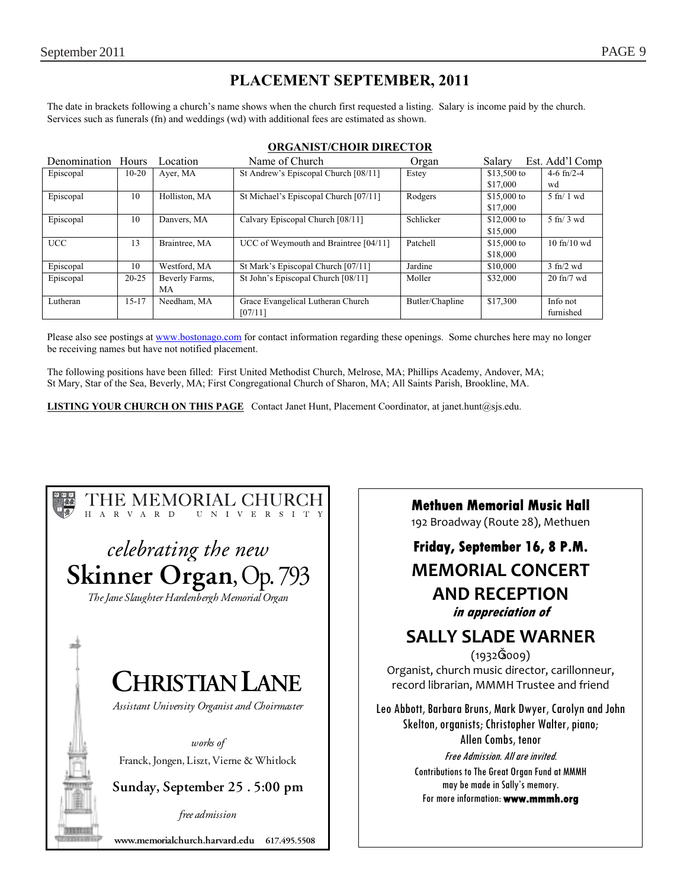# PLACEMENT SEPTEMBER, 2011

The date in brackets following a church's name shows when the church first requested a listing. Salary is income paid by the church. Services such as funerals (fn) and weddings (wd) with additional fees are estimated as shown.

## ORGANIST/CHOIR DIRECTOR

| Denomination | Hours | Location | Name of Church | Organ | Salary | Est. Add'l Comp |
|---|---|---|---|---|---|---|
| Episcopal | 10-20 | Ayer, MA | St Andrew's Episcopal Church [08/11] | Estey | $13,500 to $17,000 | 4-6 fn/2-4 wd |
| Episcopal | 10 | Holliston, MA | St Michael's Episcopal Church [07/11] | Rodgers | $15,000 to $17,000 | 5 fn/ 1 wd |
| Episcopal | 10 | Danvers, MA | Calvary Episcopal Church [08/11] | Schlicker | $12,000 to $15,000 | 5 fn/ 3 wd |
| UCC | 13 | Braintree, MA | UCC of Weymouth and Braintree [04/11] | Patchell | $15,000 to $18,000 | 10 fn/10 wd |
| Episcopal | 10 | Westford, MA | St Mark's Episcopal Church [07/11] | Jardine | $10,000 | 3 fn/2 wd |
| Episcopal | 20-25 | Beverly Farms, MA | St John's Episcopal Church [08/11] | Moller | $32,000 | 20 fn/7 wd |
| Lutheran | 15-17 | Needham, MA | Grace Evangelical Lutheran Church [07/11] | Butler/Chapline | $17,300 | Info not furnished |

Please also see postings at www.bostonago.com for contact information regarding these openings. Some churches here may no longer be receiving names but have not notified placement.

The following positions have been filled: First United Methodist Church, Melrose, MA; Phillips Academy, Andover, MA; St Mary, Star of the Sea, Beverly, MA; First Congregational Church of Sharon, MA; All Saints Parish, Brookline, MA.

**LISTING YOUR CHURCH ON THIS PAGE** Contact Janet Hunt, Placement Coordinator, at janet.hunt@sjs.edu.

---

THE MEMORIAL CHURCH
HARVARD UNIVERSITY

*celebrating the new*

**Skinner Organ, Op. 793**

*The Jane Slaughter Hardenbergh Memorial Organ*

**CHRISTIAN LANE**

*Assistant University Organist and Choirmaster*

*works of*

Franck, Jongen, Liszt, Vierne & Whitlock

**Sunday, September 25 . 5:00 pm**

*free admission*

www.memorialchurch.harvard.edu 617.495.5508

---

**Methuen Memorial Music Hall**

192 Broadway (Route 28), Methuen

**Friday, September 16, 8 P.M.**

**MEMORIAL CONCERT AND RECEPTION**

***in appreciation of***

**SALLY SLADE WARNER**

(1932–2009)

Organist, church music director, carillonneur, record librarian, MMMH Trustee and friend

Leo Abbott, Barbara Bruns, Mark Dwyer, Carolyn and John Skelton, organists; Christopher Walter, piano; Allen Combs, tenor

*Free Admission. All are invited.*

Contributions to The Great Organ Fund at MMMH may be made in Sally's memory.

For more information: **www.mmmh.org**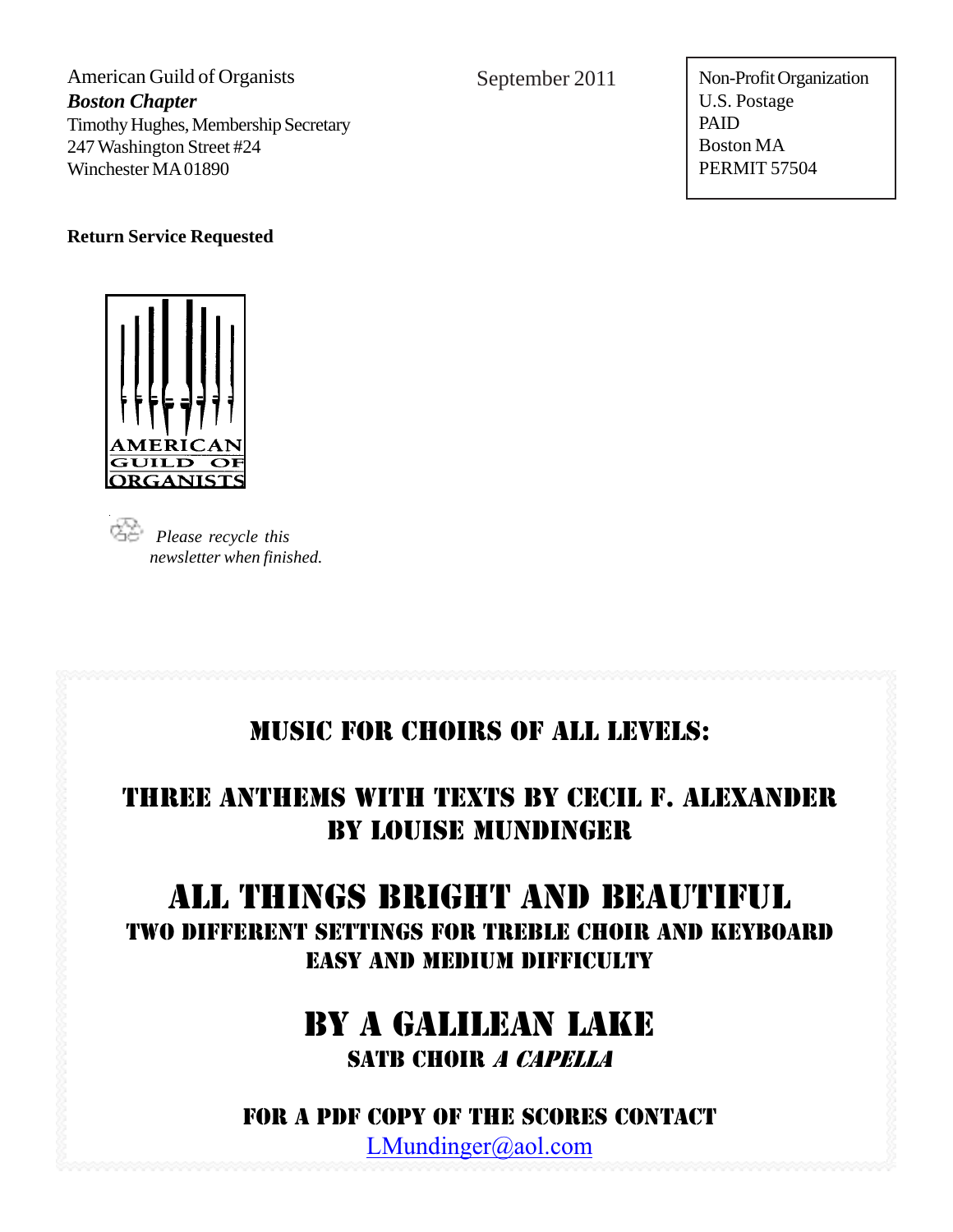American Guild of Organists
***Boston Chapter***
Timothy Hughes, Membership Secretary
247 Washington Street #24
Winchester MA 01890

September 2011

Non-Profit Organization
U.S. Postage
PAID
Boston MA
PERMIT 57504

**Return Service Requested**

AMERICAN GUILD OF ORGANISTS

*Please recycle this newsletter when finished.*

## MUSIC FOR CHOIRS OF ALL LEVELS:

## THREE ANTHEMS WITH TEXTS BY CECIL F. ALEXANDER
## BY LOUISE MUNDINGER

# ALL THINGS BRIGHT AND BEAUTIFUL

### TWO DIFFERENT SETTINGS FOR TREBLE CHOIR AND KEYBOARD
### EASY AND MEDIUM DIFFICULTY

# BY A GALILEAN LAKE

### SATB CHOIR *A CAPELLA*

### FOR A PDF COPY OF THE SCORES CONTACT
LMundinger@aol.com